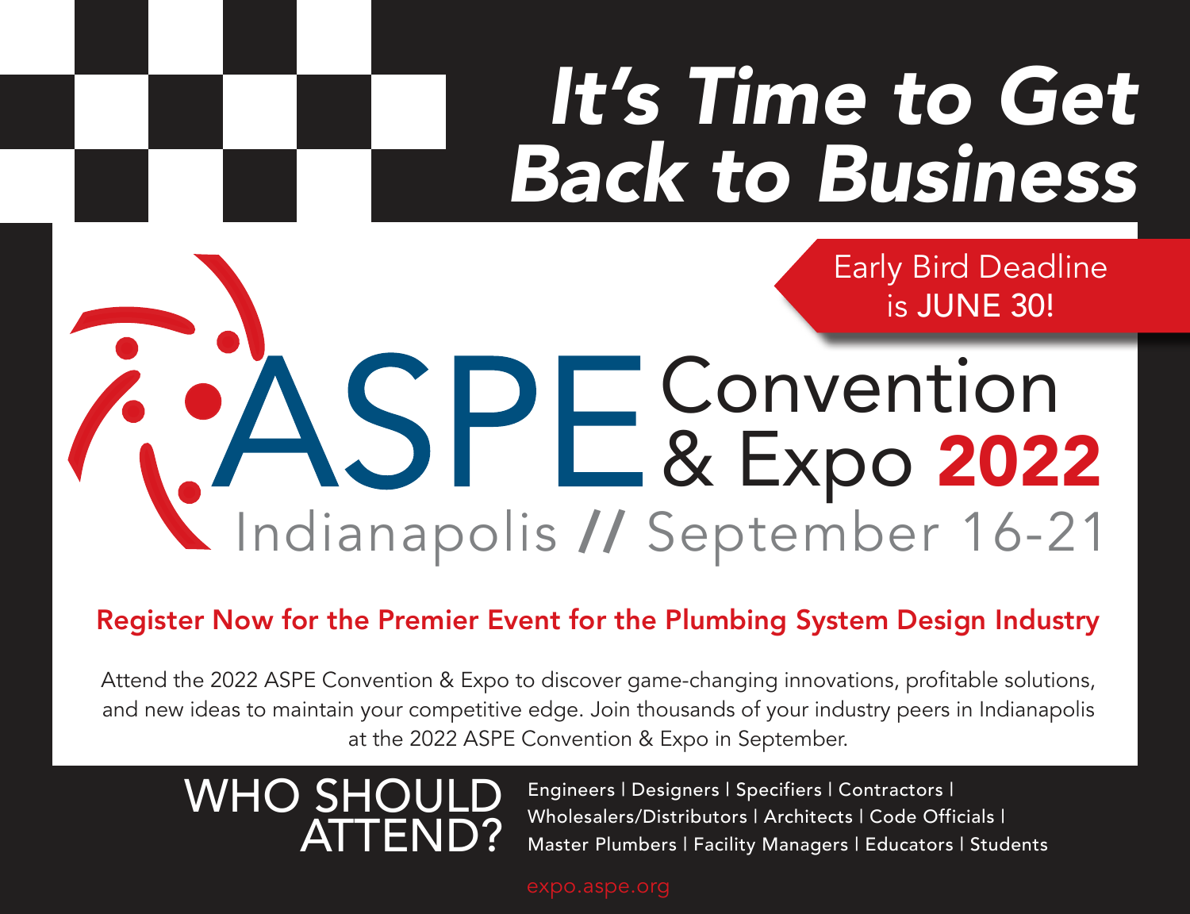# *It's Time to Get Back to Business*

**Early Bird Deadline is JUNE 30!**

# ASPE Convention & Expo 2022

## Indianapolis // September 16-21

**Register Now for the Premier Event for the Plumbing System Design Industry**

Attend the 2022 ASPE Convention & Expo to discover game-changing innovations, profitable solutions, and new ideas to maintain your competitive edge. Join thousands of your industry peers in Indianapolis at the 2022 ASPE Convention & Expo in September.

## WHO SHOULD ATTEND?

Engineers | Designers | Specifiers | Contractors | Wholesalers/Distributors | Architects | Code Officials | Master Plumbers | Facility Managers | Educators | Students

expo.aspe.org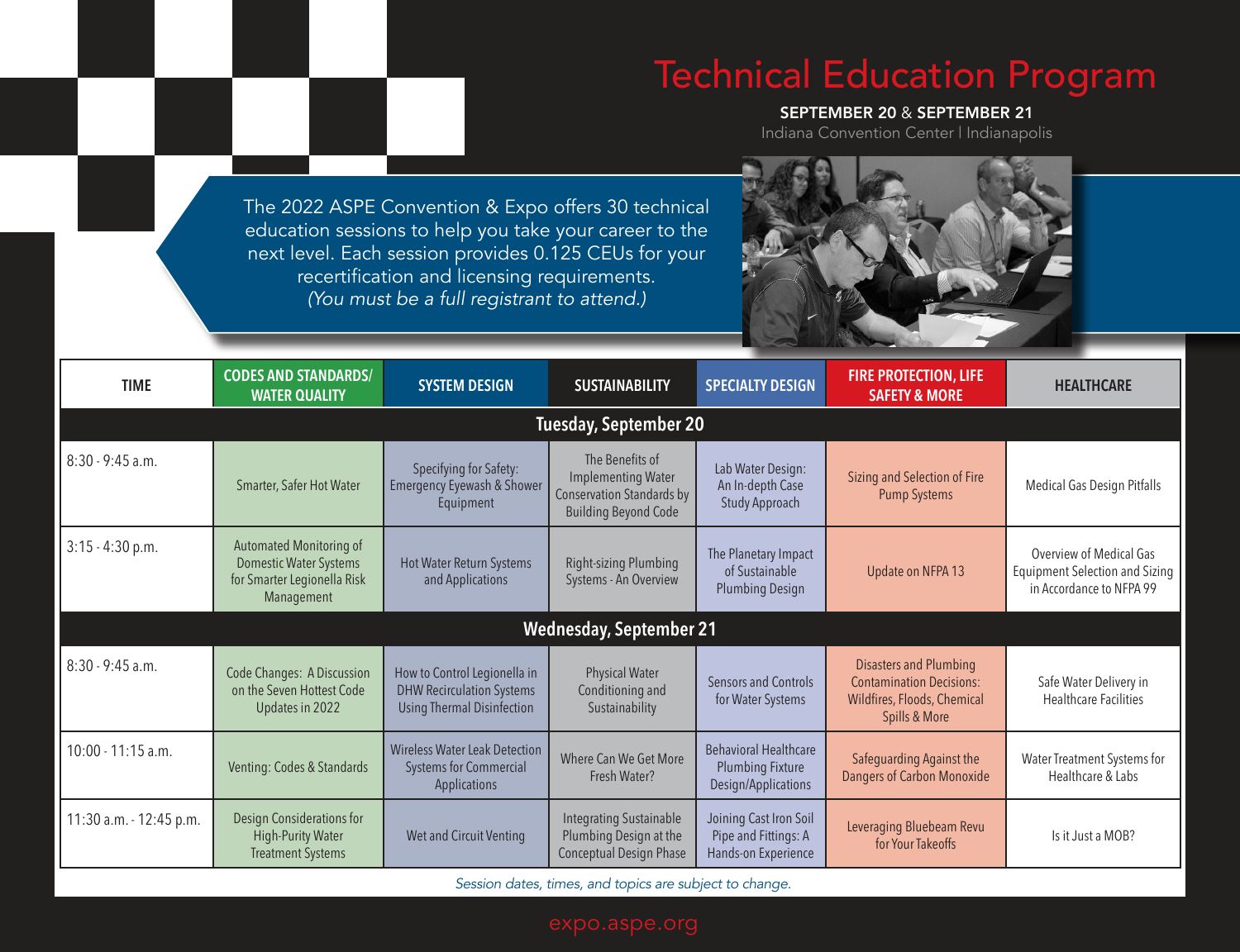# Technical Education Program

**SEPTEMBER 20** & **SEPTEMBER 21**

Indiana Convention Center | Indianapolis

The 2022 ASPE Convention & Expo offers 30 technical education sessions to help you take your career to the next level. Each session provides 0.125 CEUs for your recertification and licensing requirements. *(You must be a full registrant to attend.)*

| TIME | CODES AND STANDARDS/ WATER QUALITY | SYSTEM DESIGN | SUSTAINABILITY | SPECIALTY DESIGN | FIRE PROTECTION, LIFE SAFETY & MORE | HEALTHCARE |
|---|---|---|---|---|---|---|
| **Tuesday, September 20** | | | | | | |
| 8:30 - 9:45 a.m. | Smarter, Safer Hot Water | Specifying for Safety: Emergency Eyewash & Shower Equipment | The Benefits of Implementing Water Conservation Standards by Building Beyond Code | Lab Water Design: An In-depth Case Study Approach | Sizing and Selection of Fire Pump Systems | Medical Gas Design Pitfalls |
| 3:15 - 4:30 p.m. | Automated Monitoring of Domestic Water Systems for Smarter Legionella Risk Management | Hot Water Return Systems and Applications | Right-sizing Plumbing Systems - An Overview | The Planetary Impact of Sustainable Plumbing Design | Update on NFPA 13 | Overview of Medical Gas Equipment Selection and Sizing in Accordance to NFPA 99 |
| **Wednesday, September 21** | | | | | | |
| 8:30 - 9:45 a.m. | Code Changes: A Discussion on the Seven Hottest Code Updates in 2022 | How to Control Legionella in DHW Recirculation Systems Using Thermal Disinfection | Physical Water Conditioning and Sustainability | Sensors and Controls for Water Systems | Disasters and Plumbing Contamination Decisions: Wildfires, Floods, Chemical Spills & More | Safe Water Delivery in Healthcare Facilities |
| 10:00 - 11:15 a.m. | Venting: Codes & Standards | Wireless Water Leak Detection Systems for Commercial Applications | Where Can We Get More Fresh Water? | Behavioral Healthcare Plumbing Fixture Design/Applications | Safeguarding Against the Dangers of Carbon Monoxide | Water Treatment Systems for Healthcare & Labs |
| 11:30 a.m. - 12:45 p.m. | Design Considerations for High-Purity Water Treatment Systems | Wet and Circuit Venting | Integrating Sustainable Plumbing Design at the Conceptual Design Phase | Joining Cast Iron Soil Pipe and Fittings: A Hands-on Experience | Leveraging Bluebeam Revu for Your Takeoffs | Is it Just a MOB? |

*Session dates, times, and topics are subject to change.*

expo.aspe.org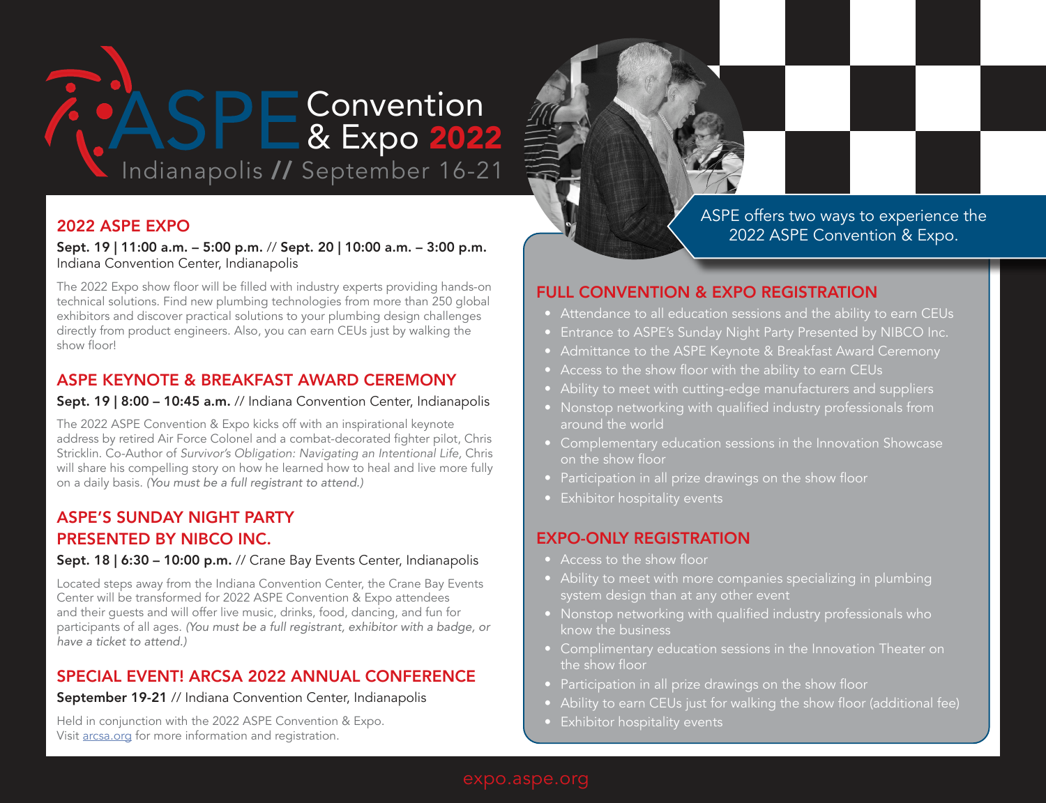# ASPE Convention & Expo 2022

Indianapolis // September 16-21

## 2022 ASPE EXPO

**Sept. 19 | 11:00 a.m. – 5:00 p.m.** // **Sept. 20 | 10:00 a.m. – 3:00 p.m.**
Indiana Convention Center, Indianapolis

The 2022 Expo show floor will be filled with industry experts providing hands-on technical solutions. Find new plumbing technologies from more than 250 global exhibitors and discover practical solutions to your plumbing design challenges directly from product engineers. Also, you can earn CEUs just by walking the show floor!

## ASPE KEYNOTE & BREAKFAST AWARD CEREMONY

**Sept. 19 | 8:00 – 10:45 a.m.** // Indiana Convention Center, Indianapolis

The 2022 ASPE Convention & Expo kicks off with an inspirational keynote address by retired Air Force Colonel and a combat-decorated fighter pilot, Chris Stricklin. Co-Author of *Survivor's Obligation: Navigating an Intentional Life,* Chris will share his compelling story on how he learned how to heal and live more fully on a daily basis. *(You must be a full registrant to attend.)*

## ASPE'S SUNDAY NIGHT PARTY PRESENTED BY NIBCO INC.

**Sept. 18 | 6:30 – 10:00 p.m.** // Crane Bay Events Center, Indianapolis

Located steps away from the Indiana Convention Center, the Crane Bay Events Center will be transformed for 2022 ASPE Convention & Expo attendees and their guests and will offer live music, drinks, food, dancing, and fun for participants of all ages. *(You must be a full registrant, exhibitor with a badge, or have a ticket to attend.)*

## SPECIAL EVENT! ARCSA 2022 ANNUAL CONFERENCE

**September 19-21** // Indiana Convention Center, Indianapolis

Held in conjunction with the 2022 ASPE Convention & Expo.
Visit arcsa.org for more information and registration.

ASPE offers two ways to experience the 2022 ASPE Convention & Expo.

## FULL CONVENTION & EXPO REGISTRATION

- Attendance to all education sessions and the ability to earn CEUs
- Entrance to ASPE's Sunday Night Party Presented by NIBCO Inc.
- Admittance to the ASPE Keynote & Breakfast Award Ceremony
- Access to the show floor with the ability to earn CEUs
- Ability to meet with cutting-edge manufacturers and suppliers
- Nonstop networking with qualified industry professionals from around the world
- Complementary education sessions in the Innovation Showcase on the show floor
- Participation in all prize drawings on the show floor
- Exhibitor hospitality events

## EXPO-ONLY REGISTRATION

- Access to the show floor
- Ability to meet with more companies specializing in plumbing system design than at any other event
- Nonstop networking with qualified industry professionals who know the business
- Complimentary education sessions in the Innovation Theater on the show floor
- Participation in all prize drawings on the show floor
- Ability to earn CEUs just for walking the show floor (additional fee)
- Exhibitor hospitality events

expo.aspe.org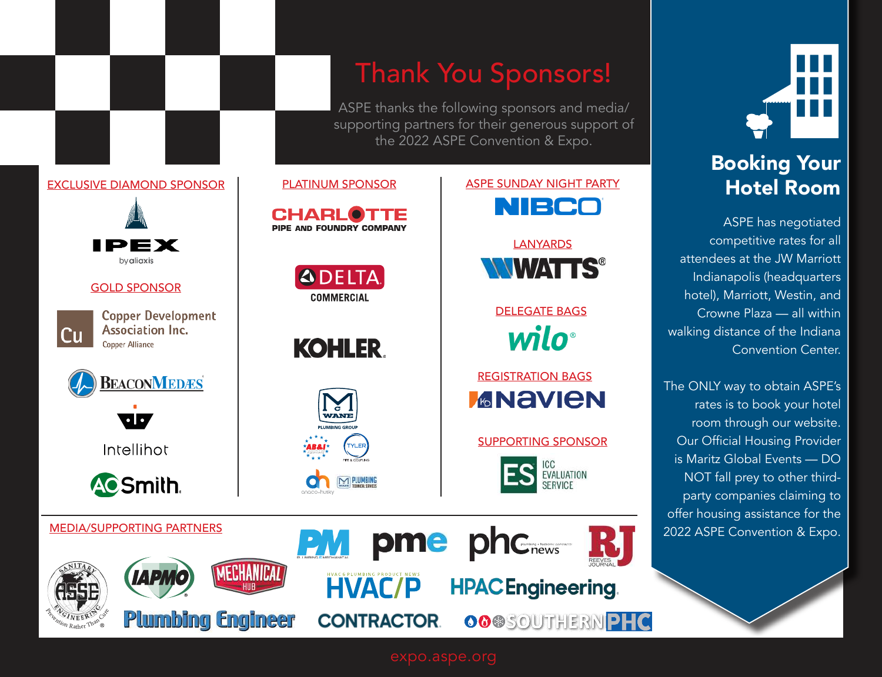# Thank You Sponsors!

ASPE thanks the following sponsors and media/supporting partners for their generous support of the 2022 ASPE Convention & Expo.

EXCLUSIVE DIAMOND SPONSOR

IPEX by aliaxis

GOLD SPONSOR

Copper Development Association Inc. Copper Alliance

BeaconMedæs

Intellihot

AO Smith

PLATINUM SPONSOR

Charlotte Pipe and Foundry Company

Delta Commercial

Kohler

McWane Plumbing Group

AB&I

Tyler Pipe & Coupling

anaco-husky

McWane Plumbing Technical Services

ASPE SUNDAY NIGHT PARTY

NIBCO

LANYARDS

WATTS

DELEGATE BAGS

wilo

REGISTRATION BAGS

Navien

SUPPORTING SPONSOR

ICC Evaluation Service

MEDIA/SUPPORTING PARTNERS

ASSE

IAPMO

Mechanical Hub

Plumbing Engineer

PM Plumbing & Mechanical

pme

phc news

RJ Reeves Journal

HVAC/P Contractor

HPAC Engineering

Southern PHC

## Booking Your Hotel Room

ASPE has negotiated competitive rates for all attendees at the JW Marriott Indianapolis (headquarters hotel), Marriott, Westin, and Crowne Plaza — all within walking distance of the Indiana Convention Center.

The ONLY way to obtain ASPE's rates is to book your hotel room through our website. Our Official Housing Provider is Maritz Global Events — DO NOT fall prey to other third-party companies claiming to offer housing assistance for the 2022 ASPE Convention & Expo.

expo.aspe.org